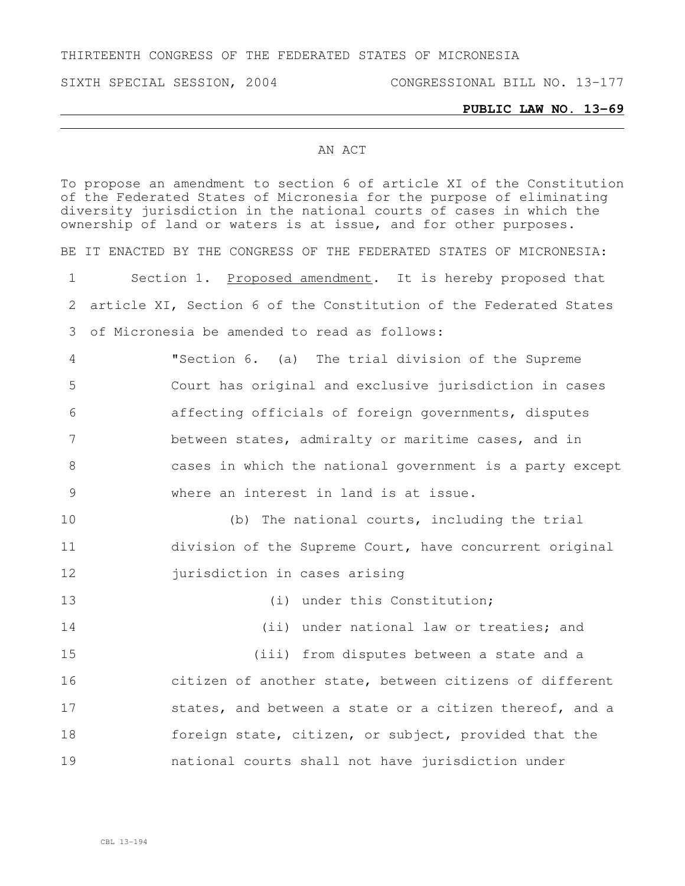THIRTEENTH CONGRESS OF THE FEDERATED STATES OF MICRONESIA

SIXTH SPECIAL SESSION, 2004 CONGRESSIONAL BILL NO. 13-177

**PUBLIC LAW NO. 13-69**

AN ACT

To propose an amendment to section 6 of article XI of the Constitution of the Federated States of Micronesia for the purpose of eliminating diversity jurisdiction in the national courts of cases in which the ownership of land or waters is at issue, and for other purposes.

BE IT ENACTED BY THE CONGRESS OF THE FEDERATED STATES OF MICRONESIA:

1 Section 1. Proposed amendment. It is hereby proposed that
2 article XI, Section 6 of the Constitution of the Federated States
3 of Micronesia be amended to read as follows:

4 "Section 6. (a) The trial division of the Supreme
5 Court has original and exclusive jurisdiction in cases
6 affecting officials of foreign governments, disputes
7 between states, admiralty or maritime cases, and in
8 cases in which the national government is a party except
9 where an interest in land is at issue.

10 (b) The national courts, including the trial
11 division of the Supreme Court, have concurrent original
12 jurisdiction in cases arising

13 (i) under this Constitution;

14 (ii) under national law or treaties; and

15 (iii) from disputes between a state and a
16 citizen of another state, between citizens of different
17 states, and between a state or a citizen thereof, and a
18 foreign state, citizen, or subject, provided that the
19 national courts shall not have jurisdiction under

CBL 13-194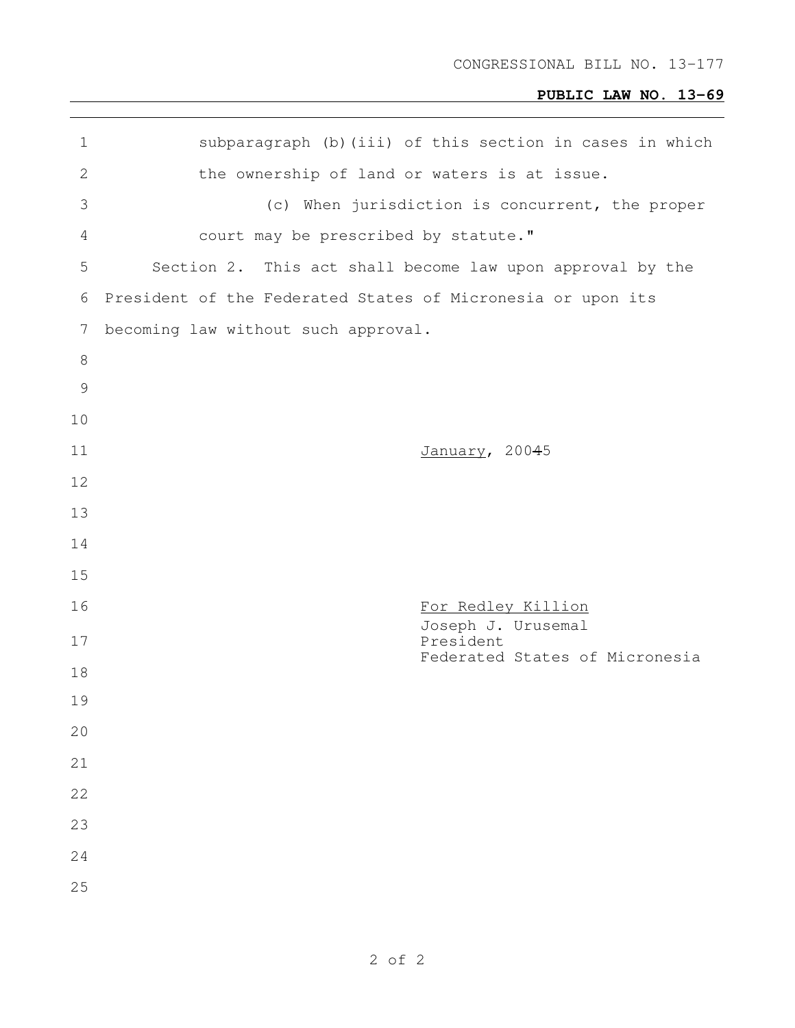**PUBLIC LAW NO. 13-69**

subparagraph (b)(iii) of this section in cases in which the ownership of land or waters is at issue.

(c) When jurisdiction is concurrent, the proper court may be prescribed by statute."

Section 2. This act shall become law upon approval by the President of the Federated States of Micronesia or upon its becoming law without such approval.

January, 20045

For Redley Killion
Joseph J. Urusemal
President
Federated States of Micronesia